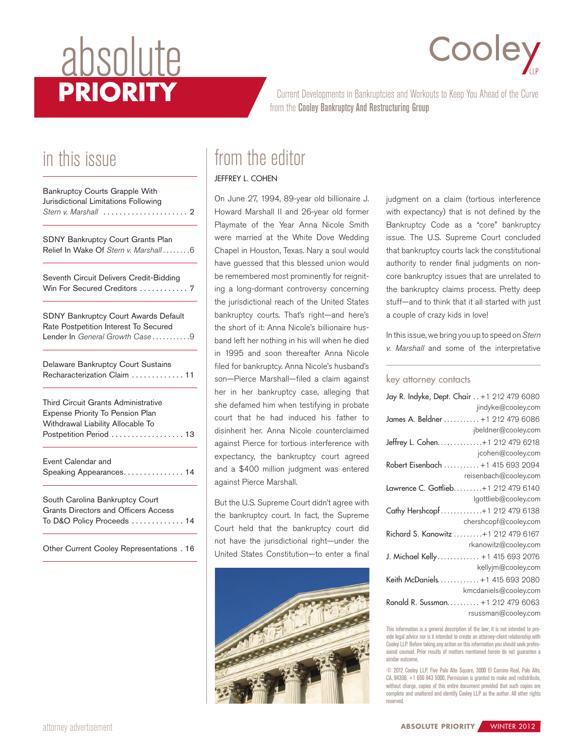# absolute PRIORITY

Cooley LLP

Current Developments in Bankruptcies and Workouts to Keep You Ahead of the Curve from the **Cooley Bankruptcy And Restructuring Group**

## in this issue

Bankruptcy Courts Grapple With Jurisdictional Limitations Following *Stern v. Marshall* ..................... 2

SDNY Bankruptcy Court Grants Plan Relief In Wake Of *Stern v. Marshall* ........6

Seventh Circuit Delivers Credit-Bidding Win For Secured Creditors ............ 7

SDNY Bankruptcy Court Awards Default Rate Postpetition Interest To Secured Lender In *General Growth Case* ..........9

Delaware Bankruptcy Court Sustains Recharacterization Claim ............. 11

Third Circuit Grants Administrative Expense Priority To Pension Plan Withdrawal Liability Allocable To Postpetition Period .................. 13

Event Calendar and Speaking Appearances............... 14

South Carolina Bankruptcy Court Grants Directors and Officers Access To D&O Policy Proceeds ............. 14

Other Current Cooley Representations . 16

## from the editor

JEFFREY L. COHEN

On June 27, 1994, 89-year old billionaire J. Howard Marshall II and 26-year old former Playmate of the Year Anna Nicole Smith were married at the White Dove Wedding Chapel in Houston, Texas. Nary a soul would have guessed that this blessed union would be remembered most prominently for reigniting a long-dormant controversy concerning the jurisdictional reach of the United States bankruptcy courts. That's right—and here's the short of it: Anna Nicole's billionaire husband left her nothing in his will when he died in 1995 and soon thereafter Anna Nicole filed for bankruptcy. Anna Nicole's husband's son—Pierce Marshall—filed a claim against her in her bankruptcy case, alleging that she defamed him when testifying in probate court that he had induced his father to disinherit her. Anna Nicole counterclaimed against Pierce for tortious interference with expectancy, the bankruptcy court agreed and a $400 million judgment was entered against Pierce Marshall.

But the U.S. Supreme Court didn't agree with the bankruptcy court. In fact, the Supreme Court held that the bankruptcy court did not have the jurisdictional right—under the United States Constitution—to enter a final judgment on a claim (tortious interference with expectancy) that is not defined by the Bankruptcy Code as a "core" bankruptcy issue. The U.S. Supreme Court concluded that bankruptcy courts lack the constitutional authority to render final judgments on non-core bankruptcy issues that are unrelated to the bankruptcy claims process. Pretty deep stuff—and to think that it all started with just a couple of crazy kids in love!

In this issue, we bring you up to speed on *Stern v. Marshall* and some of the interpretative

### key attorney contacts

Jay R. Indyke, Dept. Chair .. +1 212 479 6080
jindyke@cooley.com

James A. Beldner ........... +1 212 479 6086
jbeldner@cooley.com

Jeffrey L. Cohen..............+1 212 479 6218
jcohen@cooley.com

Robert Eisenbach ........... +1 415 693 2094
reisenbach@cooley.com

Lawrence C. Gottlieb.........+1 212 479 6140
lgottlieb@cooley.com

Cathy Hershcopf.............+1 212 479 6138
chershcopf@cooley.com

Richard S. Kanowitz .........+1 212 479 6167
rkanowitz@cooley.com

J. Michael Kelly............. +1 415 693 2076
kellyjm@cooley.com

Keith McDaniels.............+1 415 693 2080
kmcdaniels@cooley.com

Ronald R. Sussman.......... +1 212 479 6063
rsussman@cooley.com

This information is a general description of the law; it is not intended to provide legal advice nor is it intended to create an attorney-client relationship with Cooley LLP. Before taking any action on this information you should seek professional counsel. Prior results of matters mentioned herein do not guarantee a similar outcome.

© 2012 Cooley LLP, Five Palo Alto Square, 3000 El Camino Real, Palo Alto, CA, 94306. +1 650 843 5000. Permission is granted to make and redistribute, without charge, copies of this entire document provided that such copies are complete and unaltered and identify Cooley LLP as the author. All other rights reserved.

attorney advertisement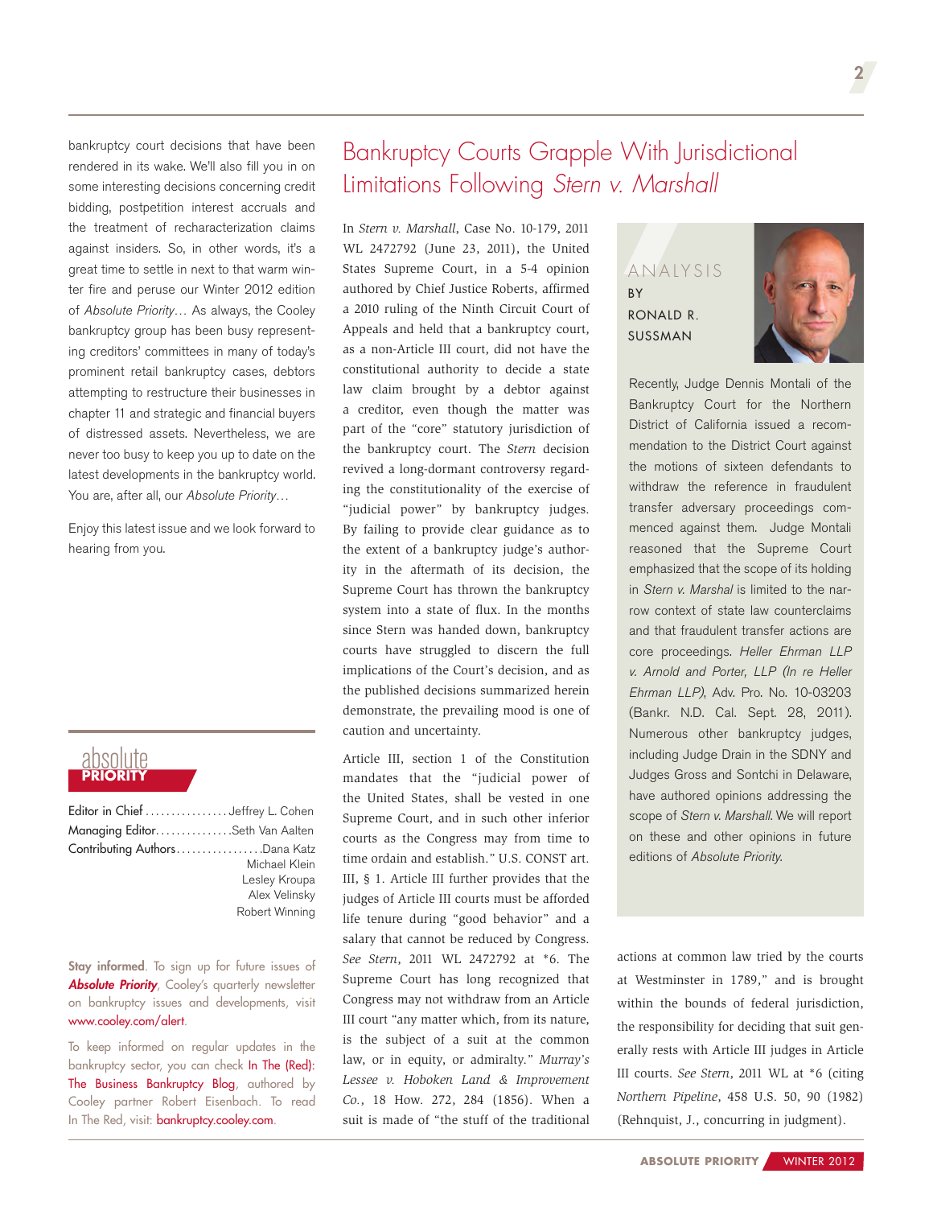bankruptcy court decisions that have been rendered in its wake. We'll also fill you in on some interesting decisions concerning credit bidding, postpetition interest accruals and the treatment of recharacterization claims against insiders. So, in other words, it's a great time to settle in next to that warm winter fire and peruse our Winter 2012 edition of *Absolute Priority…* As always, the Cooley bankruptcy group has been busy representing creditors' committees in many of today's prominent retail bankruptcy cases, debtors attempting to restructure their businesses in chapter 11 and strategic and financial buyers of distressed assets. Nevertheless, we are never too busy to keep you up to date on the latest developments in the bankruptcy world. You are, after all, our *Absolute Priority…*

Enjoy this latest issue and we look forward to hearing from you.

absolute **PRIORITY**

Editor in Chief ................ Jeffrey L. Cohen
Managing Editor ............... Seth Van Aalten
Contributing Authors ................ Dana Katz
Michael Klein
Lesley Kroupa
Alex Velinsky
Robert Winning

**Stay informed**. To sign up for future issues of ***Absolute Priority***, Cooley's quarterly newsletter on bankruptcy issues and developments, visit www.cooley.com/alert.

To keep informed on regular updates in the bankruptcy sector, you can check In The (Red): The Business Bankruptcy Blog, authored by Cooley partner Robert Eisenbach. To read In The Red, visit: bankruptcy.cooley.com.

# Bankruptcy Courts Grapple With Jurisdictional Limitations Following *Stern v. Marshall*

In *Stern v. Marshall*, Case No. 10-179, 2011 WL 2472792 (June 23, 2011), the United States Supreme Court, in a 5-4 opinion authored by Chief Justice Roberts, affirmed a 2010 ruling of the Ninth Circuit Court of Appeals and held that a bankruptcy court, as a non-Article III court, did not have the constitutional authority to decide a state law claim brought by a debtor against a creditor, even though the matter was part of the "core" statutory jurisdiction of the bankruptcy court. The *Stern* decision revived a long-dormant controversy regarding the constitutionality of the exercise of "judicial power" by bankruptcy judges. By failing to provide clear guidance as to the extent of a bankruptcy judge's authority in the aftermath of its decision, the Supreme Court has thrown the bankruptcy system into a state of flux. In the months since Stern was handed down, bankruptcy courts have struggled to discern the full implications of the Court's decision, and as the published decisions summarized herein demonstrate, the prevailing mood is one of caution and uncertainty.

Article III, section 1 of the Constitution mandates that the "judicial power of the United States, shall be vested in one Supreme Court, and in such other inferior courts as the Congress may from time to time ordain and establish." U.S. CONST art. III, § 1. Article III further provides that the judges of Article III courts must be afforded life tenure during "good behavior" and a salary that cannot be reduced by Congress. *See Stern*, 2011 WL 2472792 at \*6. The Supreme Court has long recognized that Congress may not withdraw from an Article III court "any matter which, from its nature, is the subject of a suit at the common law, or in equity, or admiralty." *Murray's Lessee v. Hoboken Land & Improvement Co.*, 18 How. 272, 284 (1856). When a suit is made of "the stuff of the traditional actions at common law tried by the courts at Westminster in 1789," and is brought within the bounds of federal jurisdiction, the responsibility for deciding that suit generally rests with Article III judges in Article III courts. *See Stern*, 2011 WL at \*6 (citing *Northern Pipeline*, 458 U.S. 50, 90 (1982) (Rehnquist, J., concurring in judgment).

> ANALYSIS BY RONALD R. SUSSMAN
>
> Recently, Judge Dennis Montali of the Bankruptcy Court for the Northern District of California issued a recommendation to the District Court against the motions of sixteen defendants to withdraw the reference in fraudulent transfer adversary proceedings commenced against them. Judge Montali reasoned that the Supreme Court emphasized that the scope of its holding in *Stern v. Marshal* is limited to the narrow context of state law counterclaims and that fraudulent transfer actions are core proceedings. *Heller Ehrman LLP v. Arnold and Porter, LLP (In re Heller Ehrman LLP)*, Adv. Pro. No. 10-03203 (Bankr. N.D. Cal. Sept. 28, 2011). Numerous other bankruptcy judges, including Judge Drain in the SDNY and Judges Gross and Sontchi in Delaware, have authored opinions addressing the scope of *Stern v. Marshall*. We will report on these and other opinions in future editions of *Absolute Priority*.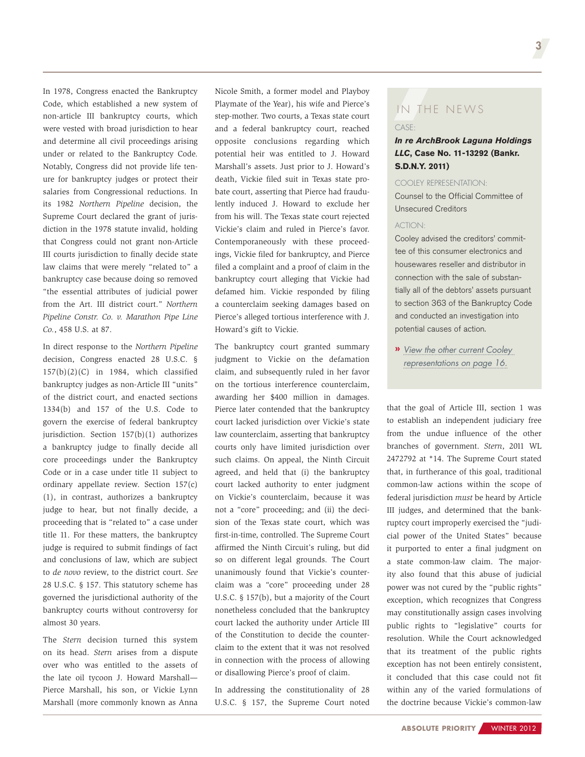In 1978, Congress enacted the Bankruptcy Code, which established a new system of non-article III bankruptcy courts, which were vested with broad jurisdiction to hear and determine all civil proceedings arising under or related to the Bankruptcy Code. Notably, Congress did not provide life tenure for bankruptcy judges or protect their salaries from Congressional reductions. In its 1982 *Northern Pipeline* decision, the Supreme Court declared the grant of jurisdiction in the 1978 statute invalid, holding that Congress could not grant non-Article III courts jurisdiction to finally decide state law claims that were merely "related to" a bankruptcy case because doing so removed "the essential attributes of judicial power from the Art. III district court." *Northern Pipeline Constr. Co. v. Marathon Pipe Line Co.*, 458 U.S. at 87.

In direct response to the *Northern Pipeline* decision, Congress enacted 28 U.S.C. § 157(b)(2)(C) in 1984, which classified bankruptcy judges as non-Article III "units" of the district court, and enacted sections 1334(b) and 157 of the U.S. Code to govern the exercise of federal bankruptcy jurisdiction. Section 157(b)(1) authorizes a bankruptcy judge to finally decide all core proceedings under the Bankruptcy Code or in a case under title 11 subject to ordinary appellate review. Section 157(c)(1), in contrast, authorizes a bankruptcy judge to hear, but not finally decide, a proceeding that is "related to" a case under title 11. For these matters, the bankruptcy judge is required to submit findings of fact and conclusions of law, which are subject to *de novo* review, to the district court. *See* 28 U.S.C. § 157. This statutory scheme has governed the jurisdictional authority of the bankruptcy courts without controversy for almost 30 years.

The *Stern* decision turned this system on its head. *Stern* arises from a dispute over who was entitled to the assets of the late oil tycoon J. Howard Marshall—Pierce Marshall, his son, or Vickie Lynn Marshall (more commonly known as Anna Nicole Smith, a former model and Playboy Playmate of the Year), his wife and Pierce's step-mother. Two courts, a Texas state court and a federal bankruptcy court, reached opposite conclusions regarding which potential heir was entitled to J. Howard Marshall's assets. Just prior to J. Howard's death, Vickie filed suit in Texas state probate court, asserting that Pierce had fraudulently induced J. Howard to exclude her from his will. The Texas state court rejected Vickie's claim and ruled in Pierce's favor. Contemporaneously with these proceedings, Vickie filed for bankruptcy, and Pierce filed a complaint and a proof of claim in the bankruptcy court alleging that Vickie had defamed him. Vickie responded by filing a counterclaim seeking damages based on Pierce's alleged tortious interference with J. Howard's gift to Vickie.

The bankruptcy court granted summary judgment to Vickie on the defamation claim, and subsequently ruled in her favor on the tortious interference counterclaim, awarding her $400 million in damages. Pierce later contended that the bankruptcy court lacked jurisdiction over Vickie's state law counterclaim, asserting that bankruptcy courts only have limited jurisdiction over such claims. On appeal, the Ninth Circuit agreed, and held that (i) the bankruptcy court lacked authority to enter judgment on Vickie's counterclaim, because it was not a "core" proceeding; and (ii) the decision of the Texas state court, which was first-in-time, controlled. The Supreme Court affirmed the Ninth Circuit's ruling, but did so on different legal grounds. The Court unanimously found that Vickie's counterclaim was a "core" proceeding under 28 U.S.C. § 157(b), but a majority of the Court nonetheless concluded that the bankruptcy court lacked the authority under Article III of the Constitution to decide the counterclaim to the extent that it was not resolved in connection with the process of allowing or disallowing Pierce's proof of claim.

In addressing the constitutionality of 28 U.S.C. § 157, the Supreme Court noted that the goal of Article III, section 1 was to establish an independent judiciary free from the undue influence of the other branches of government. *Stern*, 2011 WL 2472792 at *14. The Supreme Court stated that, in furtherance of this goal, traditional common-law actions within the scope of federal jurisdiction *must* be heard by Article III judges, and determined that the bankruptcy court improperly exercised the "judicial power of the United States" because it purported to enter a final judgment on a state common-law claim. The majority also found that this abuse of judicial power was not cured by the "public rights" exception, which recognizes that Congress may constitutionally assign cases involving public rights to "legislative" courts for resolution. While the Court acknowledged that its treatment of the public rights exception has not been entirely consistent, it concluded that this case could not fit within any of the varied formulations of the doctrine because Vickie's common-law

> **IN THE NEWS**
>
> CASE:
>
> ***In re ArchBrook Laguna Holdings LLC*, Case No. 11-13292 (Bankr. S.D.N.Y. 2011)**
>
> COOLEY REPRESENTATION:
>
> Counsel to the Official Committee of Unsecured Creditors
>
> ACTION:
>
> Cooley advised the creditors' committee of this consumer electronics and housewares reseller and distributor in connection with the sale of substantially all of the debtors' assets pursuant to section 363 of the Bankruptcy Code and conducted an investigation into potential causes of action.
>
> » *View the other current Cooley representations on page 16.*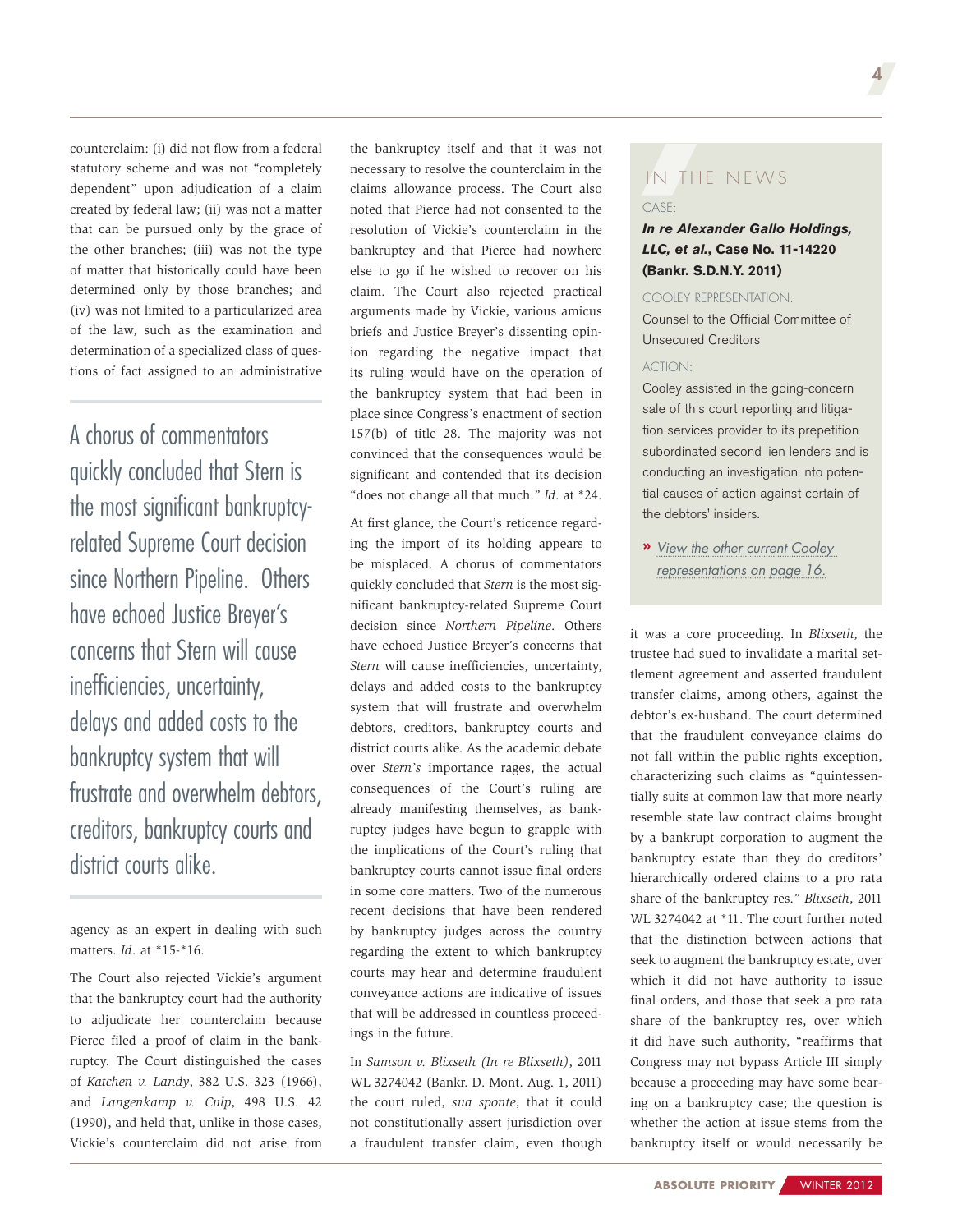counterclaim: (i) did not flow from a federal statutory scheme and was not "completely dependent" upon adjudication of a claim created by federal law; (ii) was not a matter that can be pursued only by the grace of the other branches; (iii) was not the type of matter that historically could have been determined only by those branches; and (iv) was not limited to a particularized area of the law, such as the examination and determination of a specialized class of questions of fact assigned to an administrative agency as an expert in dealing with such matters. *Id.* at *15-*16.

> A chorus of commentators quickly concluded that Stern is the most significant bankruptcy-related Supreme Court decision since Northern Pipeline. Others have echoed Justice Breyer's concerns that Stern will cause inefficiencies, uncertainty, delays and added costs to the bankruptcy system that will frustrate and overwhelm debtors, creditors, bankruptcy courts and district courts alike.

The Court also rejected Vickie's argument that the bankruptcy court had the authority to adjudicate her counterclaim because Pierce filed a proof of claim in the bankruptcy. The Court distinguished the cases of *Katchen v. Landy*, 382 U.S. 323 (1966), and *Langenkamp v. Culp*, 498 U.S. 42 (1990), and held that, unlike in those cases, Vickie's counterclaim did not arise from the bankruptcy itself and that it was not necessary to resolve the counterclaim in the claims allowance process. The Court also noted that Pierce had not consented to the resolution of Vickie's counterclaim in the bankruptcy and that Pierce had nowhere else to go if he wished to recover on his claim. The Court also rejected practical arguments made by Vickie, various amicus briefs and Justice Breyer's dissenting opinion regarding the negative impact that its ruling would have on the operation of the bankruptcy system that had been in place since Congress's enactment of section 157(b) of title 28. The majority was not convinced that the consequences would be significant and contended that its decision "does not change all that much." *Id.* at *24.

At first glance, the Court's reticence regarding the import of its holding appears to be misplaced. A chorus of commentators quickly concluded that *Stern* is the most significant bankruptcy-related Supreme Court decision since *Northern Pipeline*. Others have echoed Justice Breyer's concerns that *Stern* will cause inefficiencies, uncertainty, delays and added costs to the bankruptcy system that will frustrate and overwhelm debtors, creditors, bankruptcy courts and district courts alike. As the academic debate over *Stern's* importance rages, the actual consequences of the Court's ruling are already manifesting themselves, as bankruptcy judges have begun to grapple with the implications of the Court's ruling that bankruptcy courts cannot issue final orders in some core matters. Two of the numerous recent decisions that have been rendered by bankruptcy judges across the country regarding the extent to which bankruptcy courts may hear and determine fraudulent conveyance actions are indicative of issues that will be addressed in countless proceedings in the future.

In *Samson v. Blixseth (In re Blixseth)*, 2011 WL 3274042 (Bankr. D. Mont. Aug. 1, 2011) the court ruled, *sua sponte*, that it could not constitutionally assert jurisdiction over a fraudulent transfer claim, even though it was a core proceeding. In *Blixseth*, the trustee had sued to invalidate a marital settlement agreement and asserted fraudulent transfer claims, among others, against the debtor's ex-husband. The court determined that the fraudulent conveyance claims do not fall within the public rights exception, characterizing such claims as "quintessentially suits at common law that more nearly resemble state law contract claims brought by a bankrupt corporation to augment the bankruptcy estate than they do creditors' hierarchically ordered claims to a pro rata share of the bankruptcy res." *Blixseth*, 2011 WL 3274042 at *11. The court further noted that the distinction between actions that seek to augment the bankruptcy estate, over which it did not have authority to issue final orders, and those that seek a pro rata share of the bankruptcy res, over which it did have such authority, "reaffirms that Congress may not bypass Article III simply because a proceeding may have some bearing on a bankruptcy case; the question is whether the action at issue stems from the bankruptcy itself or would necessarily be

---

## IN THE NEWS

CASE:

***In re Alexander Gallo Holdings, LLC, et al.*, Case No. 11-14220 (Bankr. S.D.N.Y. 2011)**

COOLEY REPRESENTATION:

Counsel to the Official Committee of Unsecured Creditors

ACTION:

Cooley assisted in the going-concern sale of this court reporting and litigation services provider to its prepetition subordinated second lien lenders and is conducting an investigation into potential causes of action against certain of the debtors' insiders.

» *View the other current Cooley representations on page 16.*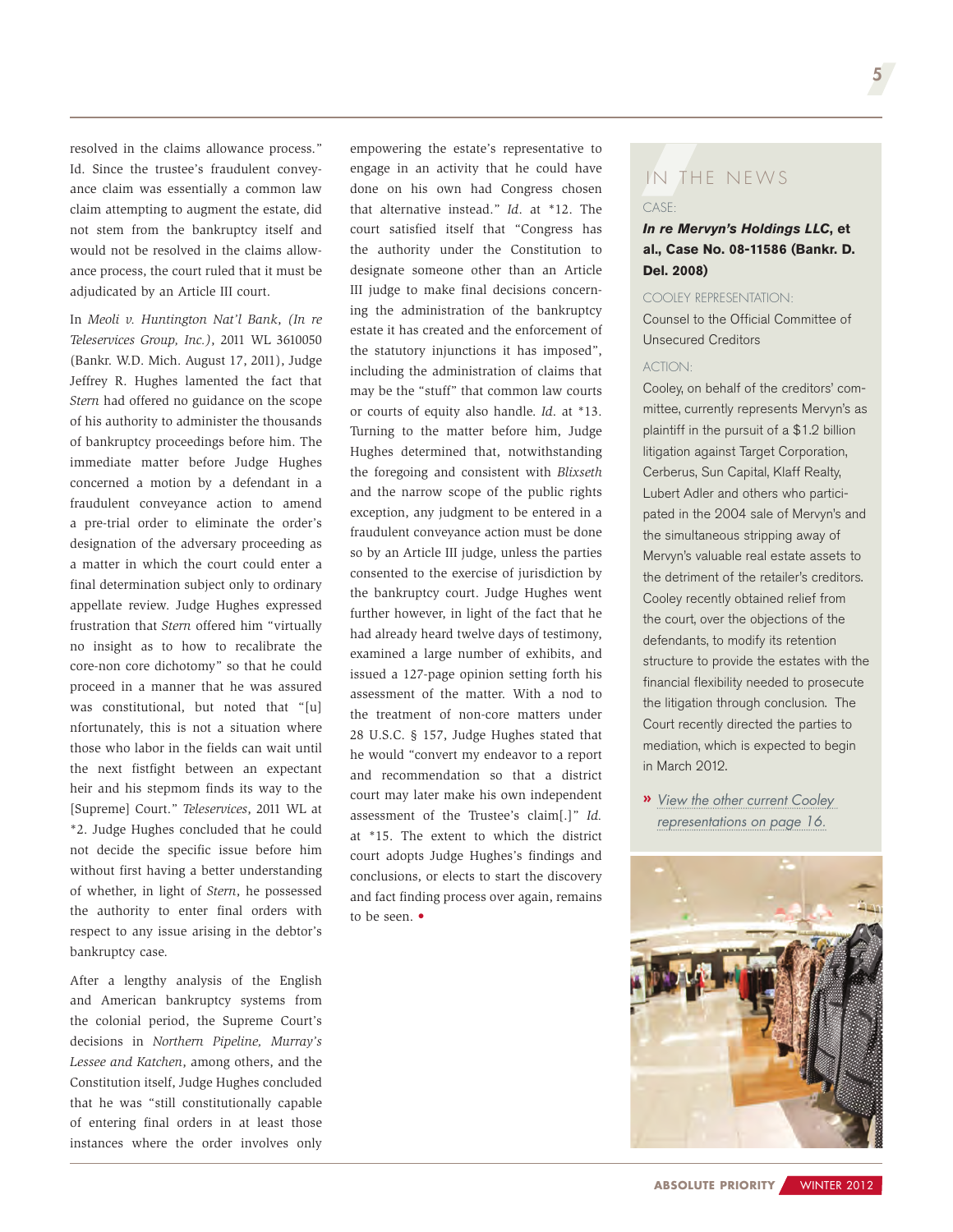resolved in the claims allowance process." Id. Since the trustee's fraudulent conveyance claim was essentially a common law claim attempting to augment the estate, did not stem from the bankruptcy itself and would not be resolved in the claims allowance process, the court ruled that it must be adjudicated by an Article III court.

In *Meoli v. Huntington Nat'l Bank, (In re Teleservices Group, Inc.)*, 2011 WL 3610050 (Bankr. W.D. Mich. August 17, 2011), Judge Jeffrey R. Hughes lamented the fact that *Stern* had offered no guidance on the scope of his authority to administer the thousands of bankruptcy proceedings before him. The immediate matter before Judge Hughes concerned a motion by a defendant in a fraudulent conveyance action to amend a pre-trial order to eliminate the order's designation of the adversary proceeding as a matter in which the court could enter a final determination subject only to ordinary appellate review. Judge Hughes expressed frustration that *Stern* offered him "virtually no insight as to how to recalibrate the core-non core dichotomy" so that he could proceed in a manner that he was assured was constitutional, but noted that "[u]nfortunately, this is not a situation where those who labor in the fields can wait until the next fistfight between an expectant heir and his stepmom finds its way to the [Supreme] Court." *Teleservices*, 2011 WL at *2. Judge Hughes concluded that he could not decide the specific issue before him without first having a better understanding of whether, in light of *Stern*, he possessed the authority to enter final orders with respect to any issue arising in the debtor's bankruptcy case.

After a lengthy analysis of the English and American bankruptcy systems from the colonial period, the Supreme Court's decisions in *Northern Pipeline*, *Murray's Lessee and Katchen*, among others, and the Constitution itself, Judge Hughes concluded that he was "still constitutionally capable of entering final orders in at least those instances where the order involves only empowering the estate's representative to engage in an activity that he could have done on his own had Congress chosen that alternative instead." *Id.* at *12. The court satisfied itself that "Congress has the authority under the Constitution to designate someone other than an Article III judge to make final decisions concerning the administration of the bankruptcy estate it has created and the enforcement of the statutory injunctions it has imposed", including the administration of claims that may be the "stuff" that common law courts or courts of equity also handle. *Id.* at *13. Turning to the matter before him, Judge Hughes determined that, notwithstanding the foregoing and consistent with *Blixseth* and the narrow scope of the public rights exception, any judgment to be entered in a fraudulent conveyance action must be done so by an Article III judge, unless the parties consented to the exercise of jurisdiction by the bankruptcy court. Judge Hughes went further however, in light of the fact that he had already heard twelve days of testimony, examined a large number of exhibits, and issued a 127-page opinion setting forth his assessment of the matter. With a nod to the treatment of non-core matters under 28 U.S.C. § 157, Judge Hughes stated that he would "convert my endeavor to a report and recommendation so that a district court may later make his own independent assessment of the Trustee's claim[.]" *Id.* at *15. The extent to which the district court adopts Judge Hughes's findings and conclusions, or elects to start the discovery and fact finding process over again, remains to be seen. •

## IN THE NEWS

CASE:

***In re Mervyn's Holdings LLC*, et al., Case No. 08-11586 (Bankr. D. Del. 2008)**

COOLEY REPRESENTATION:

Counsel to the Official Committee of Unsecured Creditors

ACTION:

Cooley, on behalf of the creditors' committee, currently represents Mervyn's as plaintiff in the pursuit of a $1.2 billion litigation against Target Corporation, Cerberus, Sun Capital, Klaff Realty, Lubert Adler and others who participated in the 2004 sale of Mervyn's and the simultaneous stripping away of Mervyn's valuable real estate assets to the detriment of the retailer's creditors. Cooley recently obtained relief from the court, over the objections of the defendants, to modify its retention structure to provide the estates with the financial flexibility needed to prosecute the litigation through conclusion. The Court recently directed the parties to mediation, which is expected to begin in March 2012.

» *View the other current Cooley representations on page 16.*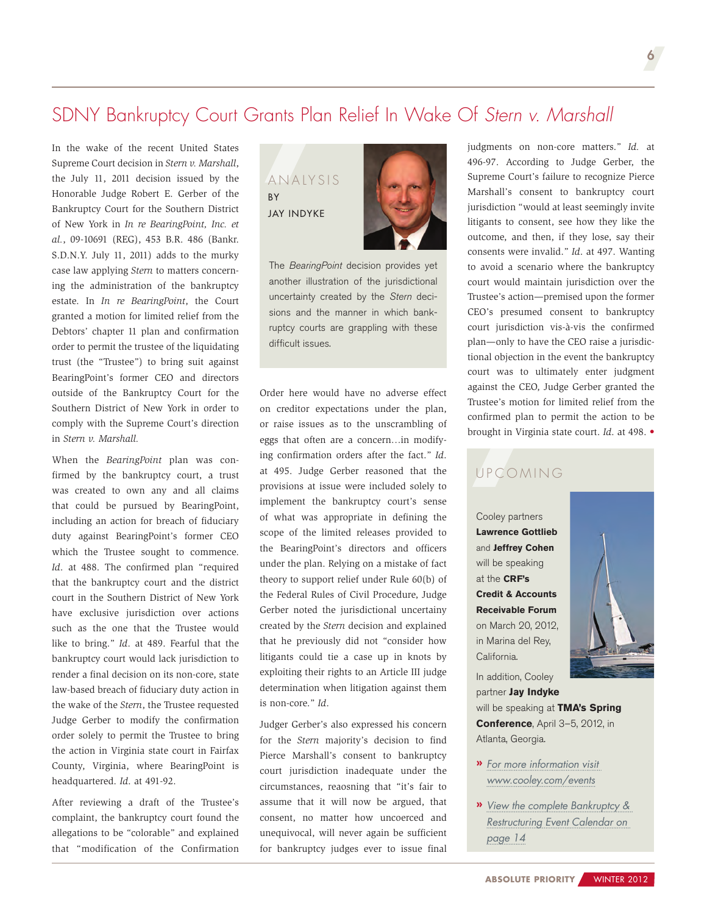# SDNY Bankruptcy Court Grants Plan Relief In Wake Of *Stern v. Marshall*

In the wake of the recent United States Supreme Court decision in *Stern v. Marshall*, the July 11, 2011 decision issued by the Honorable Judge Robert E. Gerber of the Bankruptcy Court for the Southern District of New York in *In re BearingPoint, Inc. et al.*, 09-10691 (REG), 453 B.R. 486 (Bankr. S.D.N.Y. July 11, 2011) adds to the murky case law applying *Stern* to matters concerning the administration of the bankruptcy estate. In *In re BearingPoint*, the Court granted a motion for limited relief from the Debtors' chapter 11 plan and confirmation order to permit the trustee of the liquidating trust (the "Trustee") to bring suit against BearingPoint's former CEO and directors outside of the Bankruptcy Court for the Southern District of New York in order to comply with the Supreme Court's direction in *Stern v. Marshall*.

> ANALYSIS BY JAY INDYKE
>
> The *BearingPoint* decision provides yet another illustration of the jurisdictional uncertainty created by the *Stern* decisions and the manner in which bankruptcy courts are grappling with these difficult issues.

When the *BearingPoint* plan was confirmed by the bankruptcy court, a trust was created to own any and all claims that could be pursued by BearingPoint, including an action for breach of fiduciary duty against BearingPoint's former CEO which the Trustee sought to commence. *Id.* at 488. The confirmed plan "required that the bankruptcy court and the district court in the Southern District of New York have exclusive jurisdiction over actions such as the one that the Trustee would like to bring." *Id.* at 489. Fearful that the bankruptcy court would lack jurisdiction to render a final decision on its non-core, state law-based breach of fiduciary duty action in the wake of the *Stern*, the Trustee requested Judge Gerber to modify the confirmation order solely to permit the Trustee to bring the action in Virginia state court in Fairfax County, Virginia, where BearingPoint is headquartered. *Id.* at 491-92.

After reviewing a draft of the Trustee's complaint, the bankruptcy court found the allegations to be "colorable" and explained that "modification of the Confirmation Order here would have no adverse effect on creditor expectations under the plan, or raise issues as to the unscrambling of eggs that often are a concern…in modifying confirmation orders after the fact." *Id.* at 495. Judge Gerber reasoned that the provisions at issue were included solely to implement the bankruptcy court's sense of what was appropriate in defining the scope of the limited releases provided to the BearingPoint's directors and officers under the plan. Relying on a mistake of fact theory to support relief under Rule 60(b) of the Federal Rules of Civil Procedure, Judge Gerber noted the jurisdictional uncertainy created by the *Stern* decision and explained that he previously did not "consider how litigants could tie a case up in knots by exploiting their rights to an Article III judge determination when litigation against them is non-core." *Id.*

Judger Gerber's also expressed his concern for the *Stern* majority's decision to find Pierce Marshall's consent to bankruptcy court jurisdiction inadequate under the circumstances, reaosning that "it's fair to assume that it will now be argued, that consent, no matter how uncoerced and unequivocal, will never again be sufficient for bankruptcy judges ever to issue final judgments on non-core matters." *Id.* at 496-97. According to Judge Gerber, the Supreme Court's failure to recognize Pierce Marshall's consent to bankruptcy court jurisdiction "would at least seemingly invite litigants to consent, see how they like the outcome, and then, if they lose, say their consents were invalid." *Id.* at 497. Wanting to avoid a scenario where the bankruptcy court would maintain jurisdiction over the Trustee's action—premised upon the former CEO's presumed consent to bankruptcy court jurisdiction vis-à-vis the confirmed plan—only to have the CEO raise a jurisdictional objection in the event the bankruptcy court was to ultimately enter judgment against the CEO, Judge Gerber granted the Trustee's motion for limited relief from the confirmed plan to permit the action to be brought in Virginia state court. *Id.* at 498. •

> UPCOMING
>
> Cooley partners **Lawrence Gottlieb** and **Jeffrey Cohen** will be speaking at the **CRF's Credit & Accounts Receivable Forum** on March 20, 2012, in Marina del Rey, California.
>
> In addition, Cooley partner **Jay Indyke** will be speaking at **TMA's Spring Conference**, April 3–5, 2012, in Atlanta, Georgia.
>
> » *For more information visit www.cooley.com/events*
>
> » *View the complete Bankruptcy & Restructuring Event Calendar on page 14*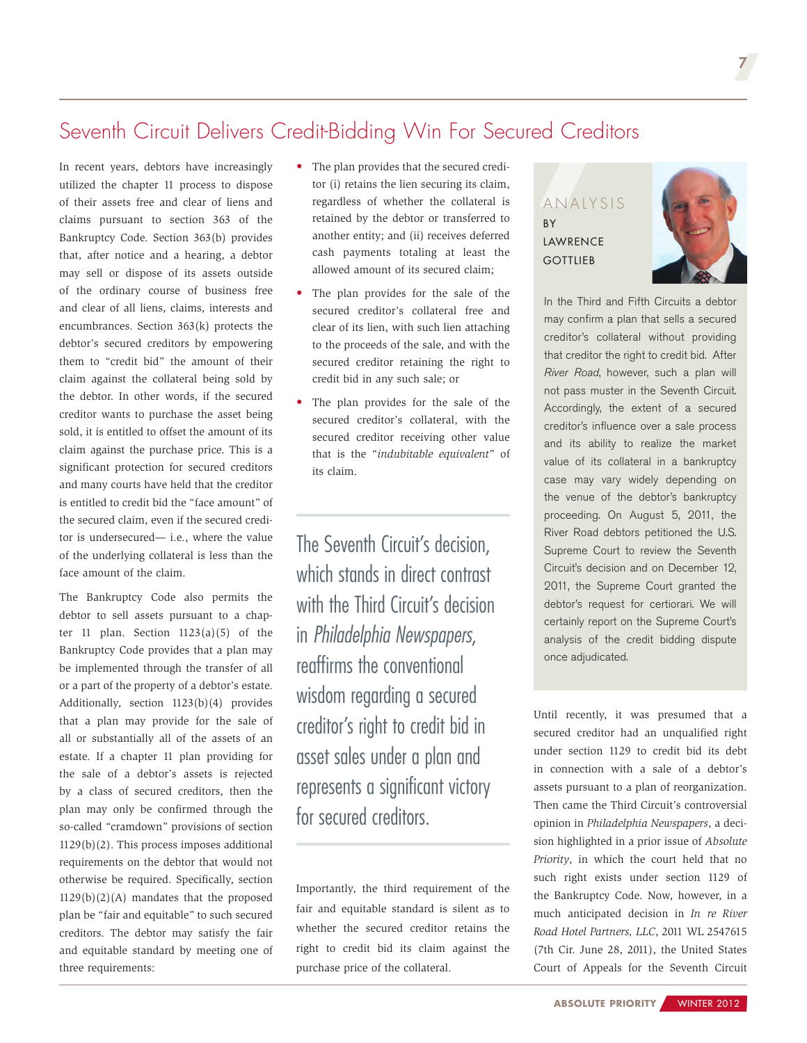# Seventh Circuit Delivers Credit-Bidding Win For Secured Creditors

In recent years, debtors have increasingly utilized the chapter 11 process to dispose of their assets free and clear of liens and claims pursuant to section 363 of the Bankruptcy Code. Section 363(b) provides that, after notice and a hearing, a debtor may sell or dispose of its assets outside of the ordinary course of business free and clear of all liens, claims, interests and encumbrances. Section 363(k) protects the debtor's secured creditors by empowering them to "credit bid" the amount of their claim against the collateral being sold by the debtor. In other words, if the secured creditor wants to purchase the asset being sold, it is entitled to offset the amount of its claim against the purchase price. This is a significant protection for secured creditors and many courts have held that the creditor is entitled to credit bid the "face amount" of the secured claim, even if the secured creditor is undersecured— i.e., where the value of the underlying collateral is less than the face amount of the claim.

The Bankruptcy Code also permits the debtor to sell assets pursuant to a chapter 11 plan. Section 1123(a)(5) of the Bankruptcy Code provides that a plan may be implemented through the transfer of all or a part of the property of a debtor's estate. Additionally, section 1123(b)(4) provides that a plan may provide for the sale of all or substantially all of the assets of an estate. If a chapter 11 plan providing for the sale of a debtor's assets is rejected by a class of secured creditors, then the plan may only be confirmed through the so-called "cramdown" provisions of section 1129(b)(2). This process imposes additional requirements on the debtor that would not otherwise be required. Specifically, section 1129(b)(2)(A) mandates that the proposed plan be "fair and equitable" to such secured creditors. The debtor may satisfy the fair and equitable standard by meeting one of three requirements:

- The plan provides that the secured creditor (i) retains the lien securing its claim, regardless of whether the collateral is retained by the debtor or transferred to another entity; and (ii) receives deferred cash payments totaling at least the allowed amount of its secured claim;
- The plan provides for the sale of the secured creditor's collateral free and clear of its lien, with such lien attaching to the proceeds of the sale, and with the secured creditor retaining the right to credit bid in any such sale; or
- The plan provides for the sale of the secured creditor's collateral, with the secured creditor receiving other value that is the "*indubitable equivalent*" of its claim.

> The Seventh Circuit's decision, which stands in direct contrast with the Third Circuit's decision in *Philadelphia Newspapers*, reaffirms the conventional wisdom regarding a secured creditor's right to credit bid in asset sales under a plan and represents a significant victory for secured creditors.

Importantly, the third requirement of the fair and equitable standard is silent as to whether the secured creditor retains the right to credit bid its claim against the purchase price of the collateral.

**ANALYSIS BY LAWRENCE GOTTLIEB**

In the Third and Fifth Circuits a debtor may confirm a plan that sells a secured creditor's collateral without providing that creditor the right to credit bid. After *River Road*, however, such a plan will not pass muster in the Seventh Circuit. Accordingly, the extent of a secured creditor's influence over a sale process and its ability to realize the market value of its collateral in a bankruptcy case may vary widely depending on the venue of the debtor's bankruptcy proceeding. On August 5, 2011, the River Road debtors petitioned the U.S. Supreme Court to review the Seventh Circuit's decision and on December 12, 2011, the Supreme Court granted the debtor's request for certiorari. We will certainly report on the Supreme Court's analysis of the credit bidding dispute once adjudicated.

Until recently, it was presumed that a secured creditor had an unqualified right under section 1129 to credit bid its debt in connection with a sale of a debtor's assets pursuant to a plan of reorganization. Then came the Third Circuit's controversial opinion in *Philadelphia Newspapers*, a decision highlighted in a prior issue of *Absolute Priority*, in which the court held that no such right exists under section 1129 of the Bankruptcy Code. Now, however, in a much anticipated decision in *In re River Road Hotel Partners, LLC*, 2011 WL 2547615 (7th Cir. June 28, 2011), the United States Court of Appeals for the Seventh Circuit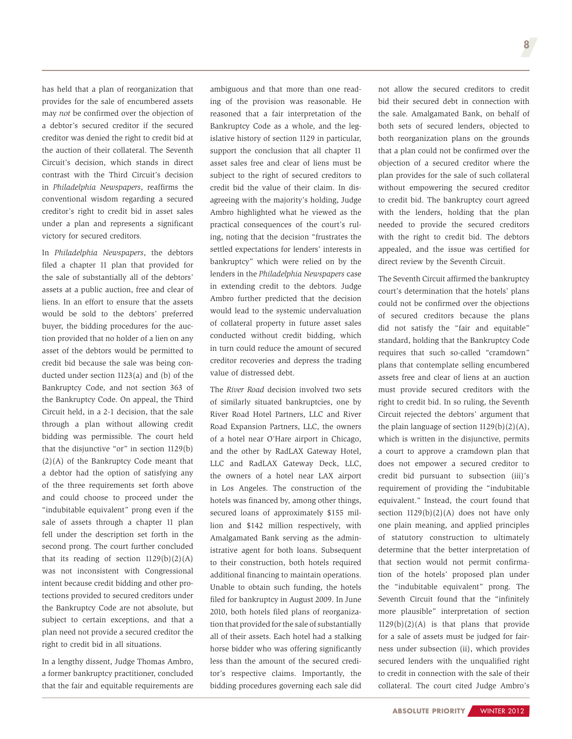has held that a plan of reorganization that provides for the sale of encumbered assets may *not* be confirmed over the objection of a debtor's secured creditor if the secured creditor was denied the right to credit bid at the auction of their collateral. The Seventh Circuit's decision, which stands in direct contrast with the Third Circuit's decision in *Philadelphia Newspapers*, reaffirms the conventional wisdom regarding a secured creditor's right to credit bid in asset sales under a plan and represents a significant victory for secured creditors.

In *Philadelphia Newspapers*, the debtors filed a chapter 11 plan that provided for the sale of substantially all of the debtors' assets at a public auction, free and clear of liens. In an effort to ensure that the assets would be sold to the debtors' preferred buyer, the bidding procedures for the auction provided that no holder of a lien on any asset of the debtors would be permitted to credit bid because the sale was being conducted under section 1123(a) and (b) of the Bankruptcy Code, and not section 363 of the Bankruptcy Code. On appeal, the Third Circuit held, in a 2-1 decision, that the sale through a plan without allowing credit bidding was permissible. The court held that the disjunctive "or" in section 1129(b)(2)(A) of the Bankruptcy Code meant that a debtor had the option of satisfying any of the three requirements set forth above and could choose to proceed under the "indubitable equivalent" prong even if the sale of assets through a chapter 11 plan fell under the description set forth in the second prong. The court further concluded that its reading of section 1129(b)(2)(A) was not inconsistent with Congressional intent because credit bidding and other protections provided to secured creditors under the Bankruptcy Code are not absolute, but subject to certain exceptions, and that a plan need not provide a secured creditor the right to credit bid in all situations.

In a lengthy dissent, Judge Thomas Ambro, a former bankruptcy practitioner, concluded that the fair and equitable requirements are ambiguous and that more than one reading of the provision was reasonable. He reasoned that a fair interpretation of the Bankruptcy Code as a whole, and the legislative history of section 1129 in particular, support the conclusion that all chapter 11 asset sales free and clear of liens must be subject to the right of secured creditors to credit bid the value of their claim. In disagreeing with the majority's holding, Judge Ambro highlighted what he viewed as the practical consequences of the court's ruling, noting that the decision "frustrates the settled expectations for lenders' interests in bankruptcy" which were relied on by the lenders in the *Philadelphia Newspapers* case in extending credit to the debtors. Judge Ambro further predicted that the decision would lead to the systemic undervaluation of collateral property in future asset sales conducted without credit bidding, which in turn could reduce the amount of secured creditor recoveries and depress the trading value of distressed debt.

The *River Road* decision involved two sets of similarly situated bankruptcies, one by River Road Hotel Partners, LLC and River Road Expansion Partners, LLC, the owners of a hotel near O'Hare airport in Chicago, and the other by RadLAX Gateway Hotel, LLC and RadLAX Gateway Deck, LLC, the owners of a hotel near LAX airport in Los Angeles. The construction of the hotels was financed by, among other things, secured loans of approximately $155 million and $142 million respectively, with Amalgamated Bank serving as the administrative agent for both loans. Subsequent to their construction, both hotels required additional financing to maintain operations. Unable to obtain such funding, the hotels filed for bankruptcy in August 2009. In June 2010, both hotels filed plans of reorganization that provided for the sale of substantially all of their assets. Each hotel had a stalking horse bidder who was offering significantly less than the amount of the secured creditor's respective claims. Importantly, the bidding procedures governing each sale did not allow the secured creditors to credit bid their secured debt in connection with the sale. Amalgamated Bank, on behalf of both sets of secured lenders, objected to both reorganization plans on the grounds that a plan could not be confirmed over the objection of a secured creditor where the plan provides for the sale of such collateral without empowering the secured creditor to credit bid. The bankruptcy court agreed with the lenders, holding that the plan needed to provide the secured creditors with the right to credit bid. The debtors appealed, and the issue was certified for direct review by the Seventh Circuit.

The Seventh Circuit affirmed the bankruptcy court's determination that the hotels' plans could not be confirmed over the objections of secured creditors because the plans did not satisfy the "fair and equitable" standard, holding that the Bankruptcy Code requires that such so-called "cramdown" plans that contemplate selling encumbered assets free and clear of liens at an auction must provide secured creditors with the right to credit bid. In so ruling, the Seventh Circuit rejected the debtors' argument that the plain language of section 1129(b)(2)(A), which is written in the disjunctive, permits a court to approve a cramdown plan that does not empower a secured creditor to credit bid pursuant to subsection (iii)'s requirement of providing the "indubitable equivalent." Instead, the court found that section 1129(b)(2)(A) does not have only one plain meaning, and applied principles of statutory construction to ultimately determine that the better interpretation of that section would not permit confirmation of the hotels' proposed plan under the "indubitable equivalent" prong. The Seventh Circuit found that the "infinitely more plausible" interpretation of section 1129(b)(2)(A) is that plans that provide for a sale of assets must be judged for fairness under subsection (ii), which provides secured lenders with the unqualified right to credit in connection with the sale of their collateral. The court cited Judge Ambro's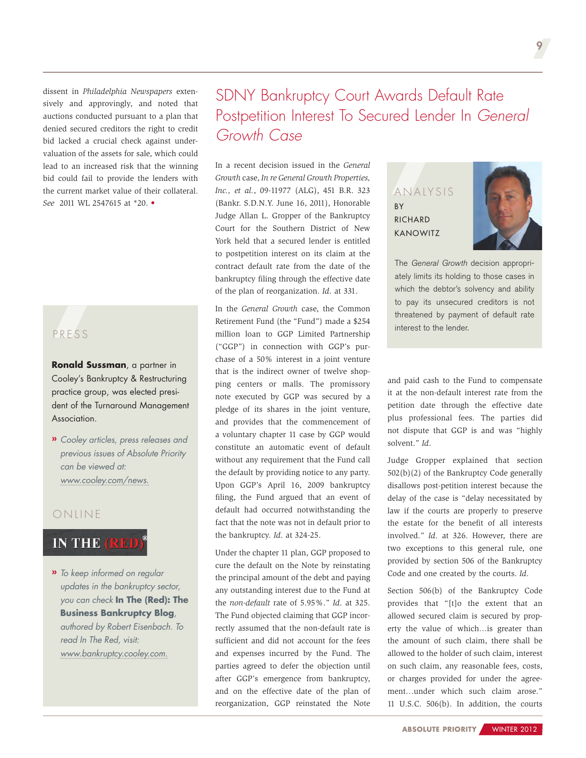dissent in *Philadelphia Newspapers* extensively and approvingly, and noted that auctions conducted pursuant to a plan that denied secured creditors the right to credit bid lacked a crucial check against undervaluation of the assets for sale, which could lead to an increased risk that the winning bid could fail to provide the lenders with the current market value of their collateral. *See* 2011 WL 2547615 at *20. •

## PRESS

**Ronald Sussman**, a partner in Cooley's Bankruptcy & Restructuring practice group, was elected president of the Turnaround Management Association.

» *Cooley articles, press releases and previous issues of Absolute Priority can be viewed at: www.cooley.com/news.*

## ONLINE

IN THE (RED)®

» *To keep informed on regular updates in the bankruptcy sector, you can check* ***In The (Red): The Business Bankruptcy Blog****, authored by Robert Eisenbach. To read In The Red, visit: www.bankruptcy.cooley.com.*

# SDNY Bankruptcy Court Awards Default Rate Postpetition Interest To Secured Lender In *General Growth* Case

ANALYSIS BY RICHARD KANOWITZ

The *General Growth* decision appropriately limits its holding to those cases in which the debtor's solvency and ability to pay its unsecured creditors is not threatened by payment of default rate interest to the lender.

In a recent decision issued in the *General Growth* case, *In re General Growth Properties, Inc., et al.*, 09-11977 (ALG), 451 B.R. 323 (Bankr. S.D.N.Y. June 16, 2011), Honorable Judge Allan L. Gropper of the Bankruptcy Court for the Southern District of New York held that a secured lender is entitled to postpetition interest on its claim at the contract default rate from the date of the bankruptcy filing through the effective date of the plan of reorganization. *Id.* at 331.

In the *General Growth* case, the Common Retirement Fund (the "Fund") made a $254 million loan to GGP Limited Partnership ("GGP") in connection with GGP's purchase of a 50% interest in a joint venture that is the indirect owner of twelve shopping centers or malls. The promissory note executed by GGP was secured by a pledge of its shares in the joint venture, and provides that the commencement of a voluntary chapter 11 case by GGP would constitute an automatic event of default without any requirement that the Fund call the default by providing notice to any party. Upon GGP's April 16, 2009 bankruptcy filing, the Fund argued that an event of default had occurred notwithstanding the fact that the note was not in default prior to the bankruptcy. *Id.* at 324-25.

Under the chapter 11 plan, GGP proposed to cure the default on the Note by reinstating the principal amount of the debt and paying any outstanding interest due to the Fund at the *non-default* rate of 5.95%." *Id.* at 325. The Fund objected claiming that GGP incorrectly assumed that the non-default rate is sufficient and did not account for the fees and expenses incurred by the Fund. The parties agreed to defer the objection until after GGP's emergence from bankruptcy, and on the effective date of the plan of reorganization, GGP reinstated the Note and paid cash to the Fund to compensate it at the non-default interest rate from the petition date through the effective date plus professional fees. The parties did not dispute that GGP is and was "highly solvent." *Id.*

Judge Gropper explained that section 502(b)(2) of the Bankruptcy Code generally disallows post-petition interest because the delay of the case is "delay necessitated by law if the courts are properly to preserve the estate for the benefit of all interests involved." *Id.* at 326. However, there are two exceptions to this general rule, one provided by section 506 of the Bankruptcy Code and one created by the courts. *Id.*

Section 506(b) of the Bankruptcy Code provides that "[t]o the extent that an allowed secured claim is secured by property the value of which…is greater than the amount of such claim, there shall be allowed to the holder of such claim, interest on such claim, any reasonable fees, costs, or charges provided for under the agreement…under which such claim arose." 11 U.S.C. 506(b). In addition, the courts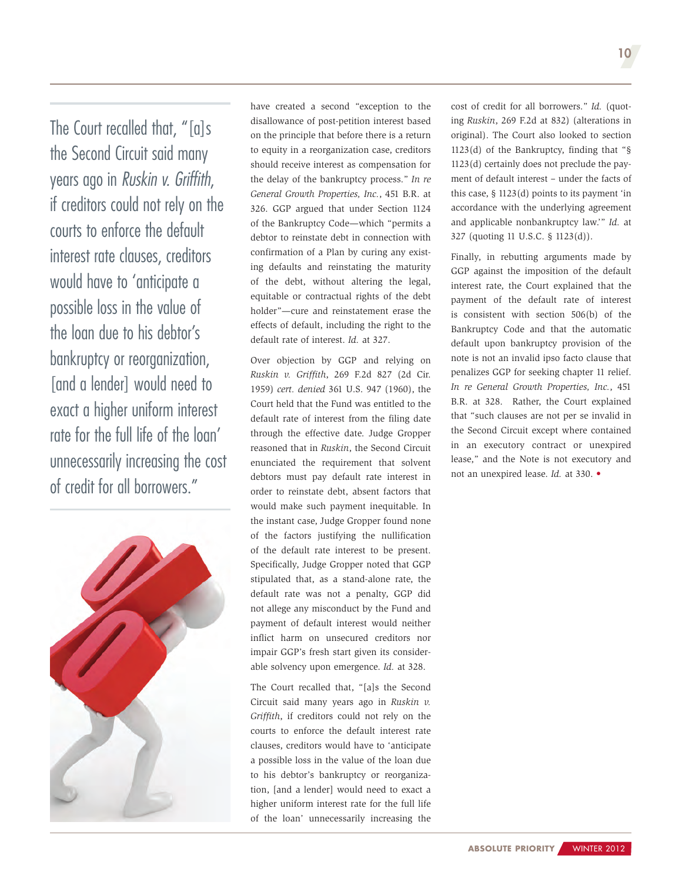> The Court recalled that, "[a]s the Second Circuit said many years ago in *Ruskin v. Griffith*, if creditors could not rely on the courts to enforce the default interest rate clauses, creditors would have to 'anticipate a possible loss in the value of the loan due to his debtor's bankruptcy or reorganization, [and a lender] would need to exact a higher uniform interest rate for the full life of the loan' unnecessarily increasing the cost of credit for all borrowers."

have created a second "exception to the disallowance of post-petition interest based on the principle that before there is a return to equity in a reorganization case, creditors should receive interest as compensation for the delay of the bankruptcy process." *In re General Growth Properties, Inc.*, 451 B.R. at 326. GGP argued that under Section 1124 of the Bankruptcy Code—which "permits a debtor to reinstate debt in connection with confirmation of a Plan by curing any existing defaults and reinstating the maturity of the debt, without altering the legal, equitable or contractual rights of the debt holder"—cure and reinstatement erase the effects of default, including the right to the default rate of interest. *Id.* at 327.

Over objection by GGP and relying on *Ruskin v. Griffith*, 269 F.2d 827 (2d Cir. 1959) *cert. denied* 361 U.S. 947 (1960), the Court held that the Fund was entitled to the default rate of interest from the filing date through the effective date. Judge Gropper reasoned that in *Ruskin*, the Second Circuit enunciated the requirement that solvent debtors must pay default rate interest in order to reinstate debt, absent factors that would make such payment inequitable. In the instant case, Judge Gropper found none of the factors justifying the nullification of the default rate interest to be present. Specifically, Judge Gropper noted that GGP stipulated that, as a stand-alone rate, the default rate was not a penalty, GGP did not allege any misconduct by the Fund and payment of default interest would neither inflict harm on unsecured creditors nor impair GGP's fresh start given its considerable solvency upon emergence. *Id.* at 328.

The Court recalled that, "[a]s the Second Circuit said many years ago in *Ruskin v. Griffith*, if creditors could not rely on the courts to enforce the default interest rate clauses, creditors would have to 'anticipate a possible loss in the value of the loan due to his debtor's bankruptcy or reorganization, [and a lender] would need to exact a higher uniform interest rate for the full life of the loan' unnecessarily increasing the cost of credit for all borrowers." *Id.* (quoting *Ruskin*, 269 F.2d at 832) (alterations in original). The Court also looked to section 1123(d) of the Bankruptcy Code, finding that "§ 1123(d) certainly does not preclude the payment of default interest – under the facts of this case, § 1123(d) points to its payment 'in accordance with the underlying agreement and applicable nonbankruptcy law.'" *Id.* at 327 (quoting 11 U.S.C. § 1123(d)).

Finally, in rebutting arguments made by GGP against the imposition of the default interest rate, the Court explained that the payment of the default rate of interest is consistent with section 506(b) of the Bankruptcy Code and that the automatic default upon bankruptcy provision of the note is not an invalid ipso facto clause that penalizes GGP for seeking chapter 11 relief. *In re General Growth Properties, Inc.*, 451 B.R. at 328. Rather, the Court explained that "such clauses are not per se invalid in the Second Circuit except where contained in an executory contract or unexpired lease," and the Note is not executory and not an unexpired lease. *Id.* at 330. •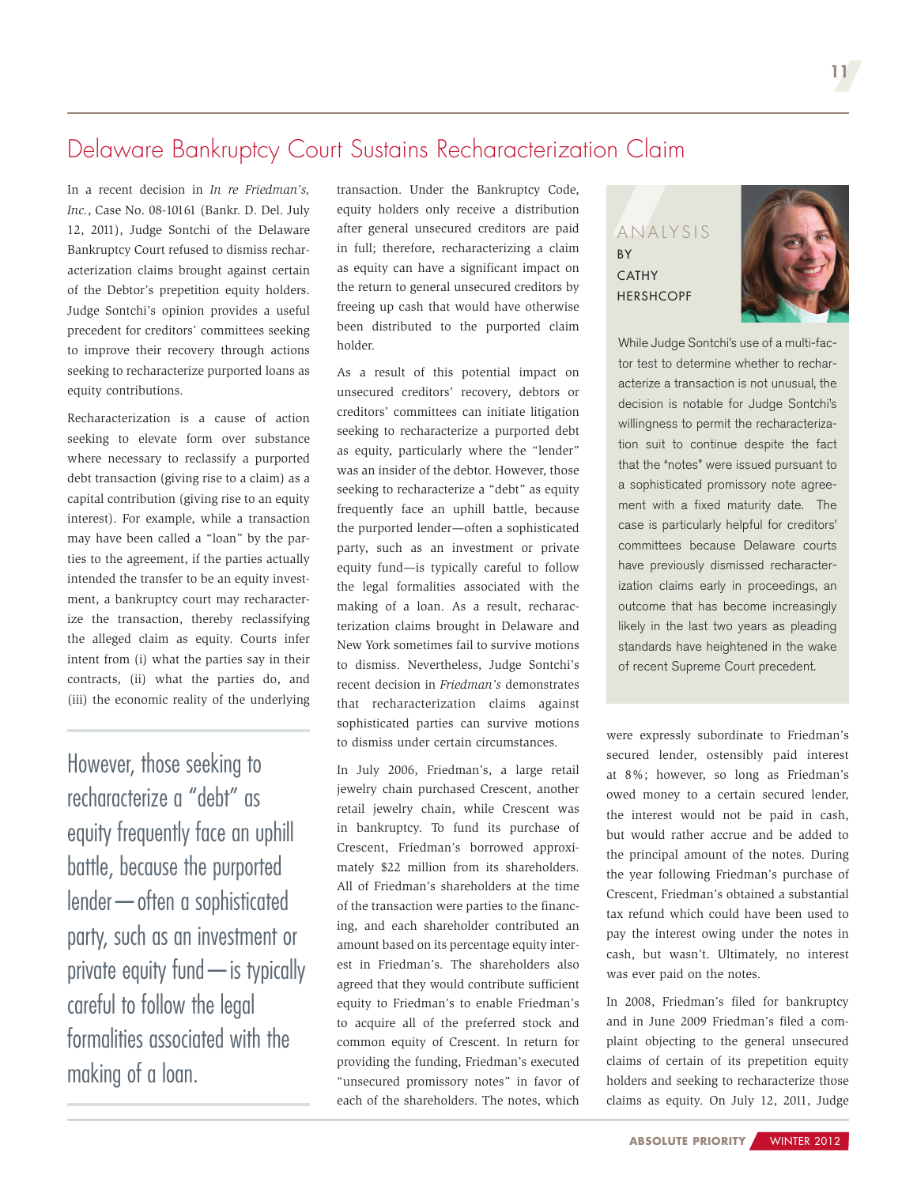# Delaware Bankruptcy Court Sustains Recharacterization Claim

In a recent decision in *In re Friedman's, Inc.*, Case No. 08-10161 (Bankr. D. Del. July 12, 2011), Judge Sontchi of the Delaware Bankruptcy Court refused to dismiss recharacterization claims brought against certain of the Debtor's prepetition equity holders. Judge Sontchi's opinion provides a useful precedent for creditors' committees seeking to improve their recovery through actions seeking to recharacterize purported loans as equity contributions.

Recharacterization is a cause of action seeking to elevate form over substance where necessary to reclassify a purported debt transaction (giving rise to a claim) as a capital contribution (giving rise to an equity interest). For example, while a transaction may have been called a "loan" by the parties to the agreement, if the parties actually intended the transfer to be an equity investment, a bankruptcy court may recharacterize the transaction, thereby reclassifying the alleged claim as equity. Courts infer intent from (i) what the parties say in their contracts, (ii) what the parties do, and (iii) the economic reality of the underlying transaction. Under the Bankruptcy Code, equity holders only receive a distribution after general unsecured creditors are paid in full; therefore, recharacterizing a claim as equity can have a significant impact on the return to general unsecured creditors by freeing up cash that would have otherwise been distributed to the purported claim holder.

> However, those seeking to recharacterize a "debt" as equity frequently face an uphill battle, because the purported lender — often a sophisticated party, such as an investment or private equity fund — is typically careful to follow the legal formalities associated with the making of a loan.

As a result of this potential impact on unsecured creditors' recovery, debtors or creditors' committees can initiate litigation seeking to recharacterize a purported debt as equity, particularly where the "lender" was an insider of the debtor. However, those seeking to recharacterize a "debt" as equity frequently face an uphill battle, because the purported lender—often a sophisticated party, such as an investment or private equity fund—is typically careful to follow the legal formalities associated with the making of a loan. As a result, recharacterization claims brought in Delaware and New York sometimes fail to survive motions to dismiss. Nevertheless, Judge Sontchi's recent decision in *Friedman's* demonstrates that recharacterization claims against sophisticated parties can survive motions to dismiss under certain circumstances.

In July 2006, Friedman's, a large retail jewelry chain purchased Crescent, another retail jewelry chain, while Crescent was in bankruptcy. To fund its purchase of Crescent, Friedman's borrowed approximately $22 million from its shareholders. All of Friedman's shareholders at the time of the transaction were parties to the financing, and each shareholder contributed an amount based on its percentage equity interest in Friedman's. The shareholders also agreed that they would contribute sufficient equity to Friedman's to enable Friedman's to acquire all of the preferred stock and common equity of Crescent. In return for providing the funding, Friedman's executed "unsecured promissory notes" in favor of each of the shareholders. The notes, which were expressly subordinate to Friedman's secured lender, ostensibly paid interest at 8%; however, so long as Friedman's owed money to a certain secured lender, the interest would not be paid in cash, but would rather accrue and be added to the principal amount of the notes. During the year following Friedman's purchase of Crescent, Friedman's obtained a substantial tax refund which could have been used to pay the interest owing under the notes in cash, but wasn't. Ultimately, no interest was ever paid on the notes.

In 2008, Friedman's filed for bankruptcy and in June 2009 Friedman's filed a complaint objecting to the general unsecured claims of certain of its prepetition equity holders and seeking to recharacterize those claims as equity. On July 12, 2011, Judge

---

**ANALYSIS BY CATHY HERSHCOPF**

While Judge Sontchi's use of a multi-factor test to determine whether to recharacterize a transaction is not unusual, the decision is notable for Judge Sontchi's willingness to permit the recharacterization suit to continue despite the fact that the "notes" were issued pursuant to a sophisticated promissory note agreement with a fixed maturity date. The case is particularly helpful for creditors' committees because Delaware courts have previously dismissed recharacterization claims early in proceedings, an outcome that has become increasingly likely in the last two years as pleading standards have heightened in the wake of recent Supreme Court precedent.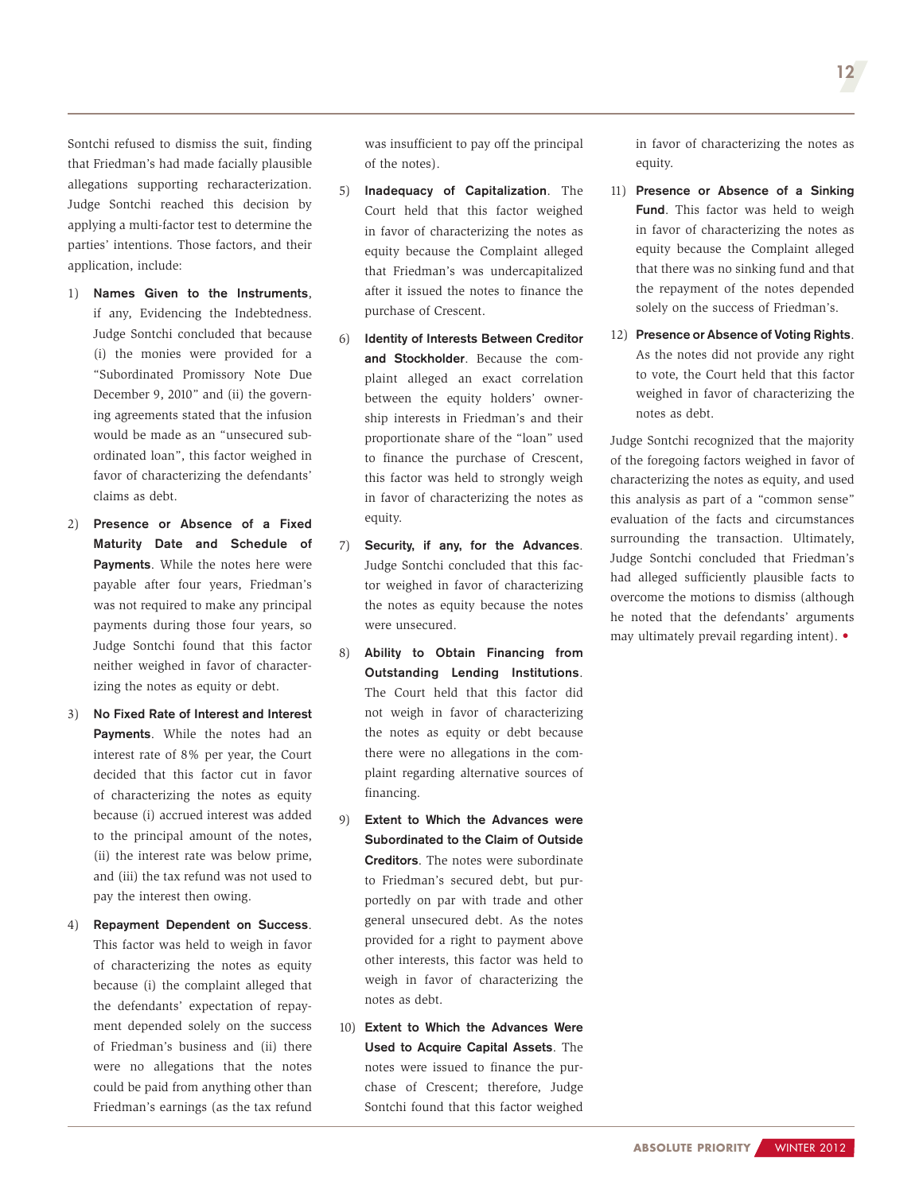Sontchi refused to dismiss the suit, finding that Friedman's had made facially plausible allegations supporting recharacterization. Judge Sontchi reached this decision by applying a multi-factor test to determine the parties' intentions. Those factors, and their application, include:

1) **Names Given to the Instruments**, if any, Evidencing the Indebtedness. Judge Sontchi concluded that because (i) the monies were provided for a "Subordinated Promissory Note Due December 9, 2010" and (ii) the governing agreements stated that the infusion would be made as an "unsecured subordinated loan", this factor weighed in favor of characterizing the defendants' claims as debt.

2) **Presence or Absence of a Fixed Maturity Date and Schedule of Payments**. While the notes here were payable after four years, Friedman's was not required to make any principal payments during those four years, so Judge Sontchi found that this factor neither weighed in favor of characterizing the notes as equity or debt.

3) **No Fixed Rate of Interest and Interest Payments**. While the notes had an interest rate of 8% per year, the Court decided that this factor cut in favor of characterizing the notes as equity because (i) accrued interest was added to the principal amount of the notes, (ii) the interest rate was below prime, and (iii) the tax refund was not used to pay the interest then owing.

4) **Repayment Dependent on Success**. This factor was held to weigh in favor of characterizing the notes as equity because (i) the complaint alleged that the defendants' expectation of repayment depended solely on the success of Friedman's business and (ii) there were no allegations that the notes could be paid from anything other than Friedman's earnings (as the tax refund was insufficient to pay off the principal of the notes).

5) **Inadequacy of Capitalization**. The Court held that this factor weighed in favor of characterizing the notes as equity because the Complaint alleged that Friedman's was undercapitalized after it issued the notes to finance the purchase of Crescent.

6) **Identity of Interests Between Creditor and Stockholder**. Because the complaint alleged an exact correlation between the equity holders' ownership interests in Friedman's and their proportionate share of the "loan" used to finance the purchase of Crescent, this factor was held to strongly weigh in favor of characterizing the notes as equity.

7) **Security, if any, for the Advances**. Judge Sontchi concluded that this factor weighed in favor of characterizing the notes as equity because the notes were unsecured.

8) **Ability to Obtain Financing from Outstanding Lending Institutions**. The Court held that this factor did not weigh in favor of characterizing the notes as equity or debt because there were no allegations in the complaint regarding alternative sources of financing.

9) **Extent to Which the Advances were Subordinated to the Claim of Outside Creditors**. The notes were subordinate to Friedman's secured debt, but purportedly on par with trade and other general unsecured debt. As the notes provided for a right to payment above other interests, this factor was held to weigh in favor of characterizing the notes as debt.

10) **Extent to Which the Advances Were Used to Acquire Capital Assets**. The notes were issued to finance the purchase of Crescent; therefore, Judge Sontchi found that this factor weighed in favor of characterizing the notes as equity.

11) **Presence or Absence of a Sinking Fund**. This factor was held to weigh in favor of characterizing the notes as equity because the Complaint alleged that there was no sinking fund and that the repayment of the notes depended solely on the success of Friedman's.

12) **Presence or Absence of Voting Rights**. As the notes did not provide any right to vote, the Court held that this factor weighed in favor of characterizing the notes as debt.

Judge Sontchi recognized that the majority of the foregoing factors weighed in favor of characterizing the notes as equity, and used this analysis as part of a "common sense" evaluation of the facts and circumstances surrounding the transaction. Ultimately, Judge Sontchi concluded that Friedman's had alleged sufficiently plausible facts to overcome the motions to dismiss (although he noted that the defendants' arguments may ultimately prevail regarding intent). •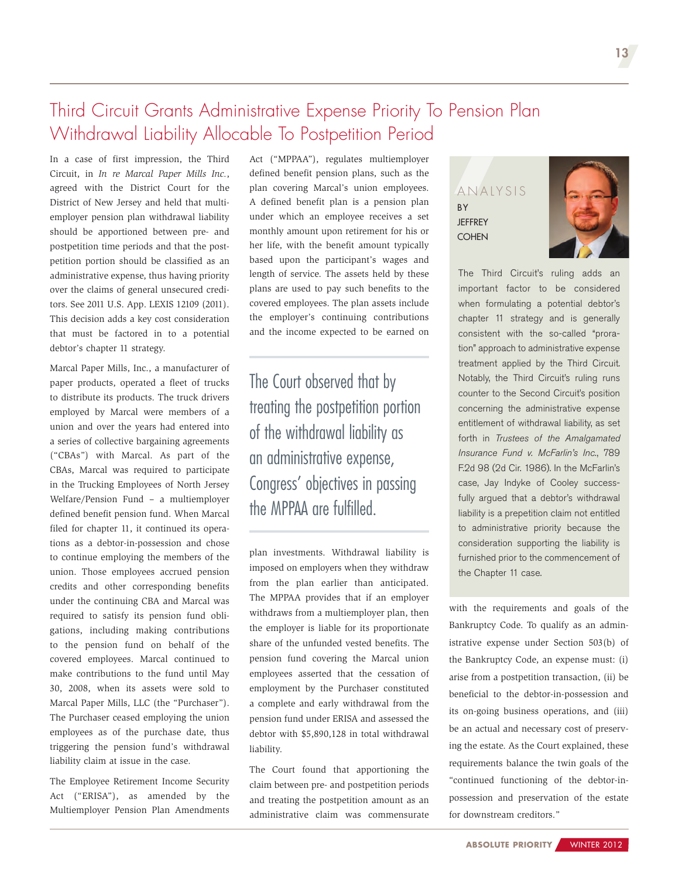# Third Circuit Grants Administrative Expense Priority To Pension Plan Withdrawal Liability Allocable To Postpetition Period

In a case of first impression, the Third Circuit, in *In re Marcal Paper Mills Inc.*, agreed with the District Court for the District of New Jersey and held that multiemployer pension plan withdrawal liability should be apportioned between pre- and postpetition time periods and that the postpetition portion should be classified as an administrative expense, thus having priority over the claims of general unsecured creditors. See 2011 U.S. App. LEXIS 12109 (2011). This decision adds a key cost consideration that must be factored in to a potential debtor's chapter 11 strategy.

Marcal Paper Mills, Inc., a manufacturer of paper products, operated a fleet of trucks to distribute its products. The truck drivers employed by Marcal were members of a union and over the years had entered into a series of collective bargaining agreements ("CBAs") with Marcal. As part of the CBAs, Marcal was required to participate in the Trucking Employees of North Jersey Welfare/Pension Fund – a multiemployer defined benefit pension fund. When Marcal filed for chapter 11, it continued its operations as a debtor-in-possession and chose to continue employing the members of the union. Those employees accrued pension credits and other corresponding benefits under the continuing CBA and Marcal was required to satisfy its pension fund obligations, including making contributions to the pension fund on behalf of the covered employees. Marcal continued to make contributions to the fund until May 30, 2008, when its assets were sold to Marcal Paper Mills, LLC (the "Purchaser"). The Purchaser ceased employing the union employees as of the purchase date, thus triggering the pension fund's withdrawal liability claim at issue in the case.

The Employee Retirement Income Security Act ("ERISA"), as amended by the Multiemployer Pension Plan Amendments Act ("MPPAA"), regulates multiemployer defined benefit pension plans, such as the plan covering Marcal's union employees. A defined benefit plan is a pension plan under which an employee receives a set monthly amount upon retirement for his or her life, with the benefit amount typically based upon the participant's wages and length of service. The assets held by these plans are used to pay such benefits to the covered employees. The plan assets include the employer's continuing contributions and the income expected to be earned on plan investments. Withdrawal liability is imposed on employers when they withdraw from the plan earlier than anticipated. The MPPAA provides that if an employer withdraws from a multiemployer plan, then the employer is liable for its proportionate share of the unfunded vested benefits. The pension fund covering the Marcal union employees asserted that the cessation of employment by the Purchaser constituted a complete and early withdrawal from the pension fund under ERISA and assessed the debtor with $5,890,128 in total withdrawal liability.

> The Court observed that by treating the postpetition portion of the withdrawal liability as an administrative expense, Congress' objectives in passing the MPPAA are fulfilled.

The Court found that apportioning the claim between pre- and postpetition periods and treating the postpetition amount as an administrative claim was commensurate with the requirements and goals of the Bankruptcy Code. To qualify as an administrative expense under Section 503(b) of the Bankruptcy Code, an expense must: (i) arise from a postpetition transaction, (ii) be beneficial to the debtor-in-possession and its on-going business operations, and (iii) be an actual and necessary cost of preserving the estate. As the Court explained, these requirements balance the twin goals of the "continued functioning of the debtor-in-possession and preservation of the estate for downstream creditors."

**ANALYSIS BY JEFFREY COHEN**

The Third Circuit's ruling adds an important factor to be considered when formulating a potential debtor's chapter 11 strategy and is generally consistent with the so-called "proration" approach to administrative expense treatment applied by the Third Circuit. Notably, the Third Circuit's ruling runs counter to the Second Circuit's position concerning the administrative expense entitlement of withdrawal liability, as set forth in *Trustees of the Amalgamated Insurance Fund v. McFarlin's Inc.*, 789 F.2d 98 (2d Cir. 1986). In the McFarlin's case, Jay Indyke of Cooley successfully argued that a debtor's withdrawal liability is a prepetition claim not entitled to administrative priority because the consideration supporting the liability is furnished prior to the commencement of the Chapter 11 case.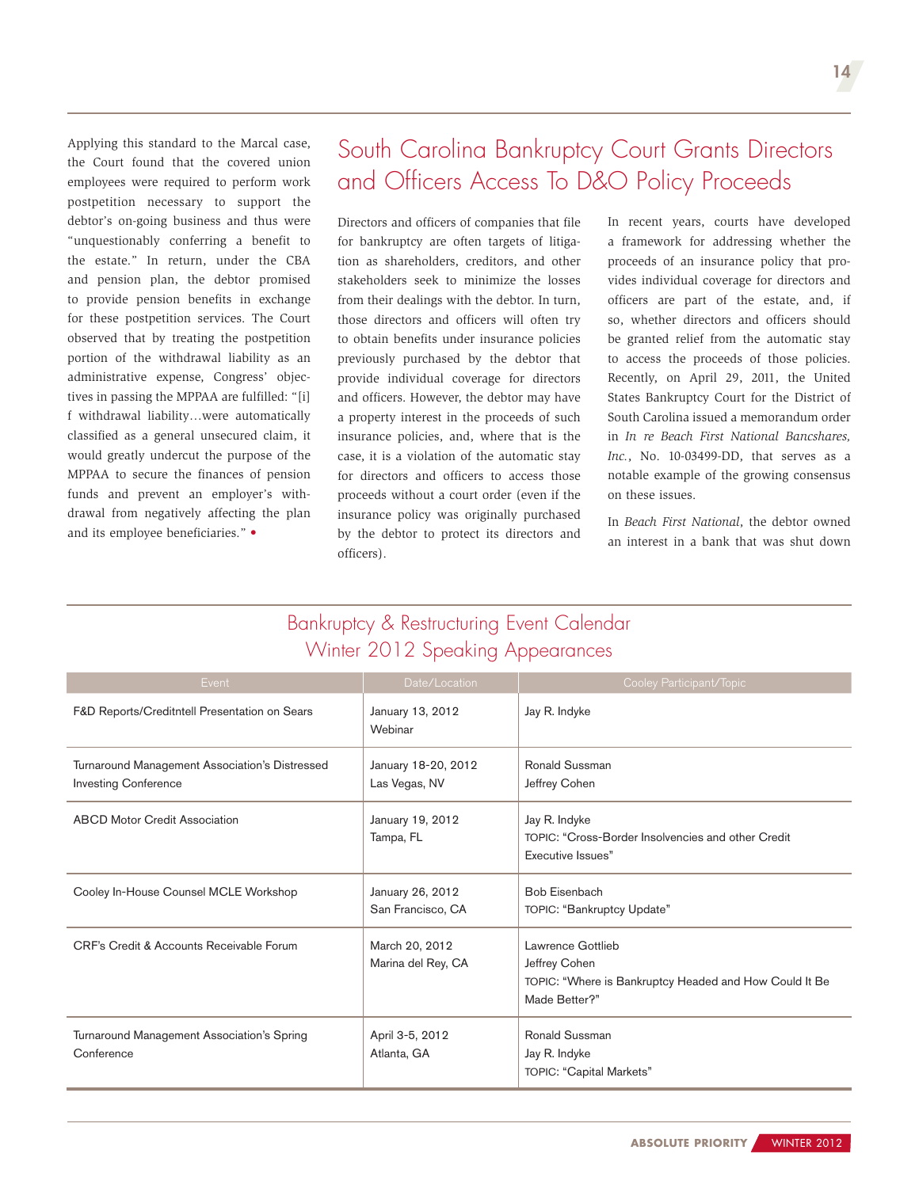Applying this standard to the Marcal case, the Court found that the covered union employees were required to perform work postpetition necessary to support the debtor's on-going business and thus were "unquestionably conferring a benefit to the estate." In return, under the CBA and pension plan, the debtor promised to provide pension benefits in exchange for these postpetition services. The Court observed that by treating the postpetition portion of the withdrawal liability as an administrative expense, Congress' objectives in passing the MPPAA are fulfilled: "[i]f withdrawal liability…were automatically classified as a general unsecured claim, it would greatly undercut the purpose of the MPPAA to secure the finances of pension funds and prevent an employer's withdrawal from negatively affecting the plan and its employee beneficiaries." •

## South Carolina Bankruptcy Court Grants Directors and Officers Access To D&O Policy Proceeds

Directors and officers of companies that file for bankruptcy are often targets of litigation as shareholders, creditors, and other stakeholders seek to minimize the losses from their dealings with the debtor. In turn, those directors and officers will often try to obtain benefits under insurance policies previously purchased by the debtor that provide individual coverage for directors and officers. However, the debtor may have a property interest in the proceeds of such insurance policies, and, where that is the case, it is a violation of the automatic stay for directors and officers to access those proceeds without a court order (even if the insurance policy was originally purchased by the debtor to protect its directors and officers).

In recent years, courts have developed a framework for addressing whether the proceeds of an insurance policy that provides individual coverage for directors and officers are part of the estate, and, if so, whether directors and officers should be granted relief from the automatic stay to access the proceeds of those policies. Recently, on April 29, 2011, the United States Bankruptcy Court for the District of South Carolina issued a memorandum order in *In re Beach First National Bancshares, Inc.*, No. 10-03499-DD, that serves as a notable example of the growing consensus on these issues.

In *Beach First National*, the debtor owned an interest in a bank that was shut down

## Bankruptcy & Restructuring Event Calendar
## Winter 2012 Speaking Appearances

| Event | Date/Location | Cooley Participant/Topic |
|---|---|---|
| F&D Reports/Creditntell Presentation on Sears | January 13, 2012<br>Webinar | Jay R. Indyke |
| Turnaround Management Association's Distressed Investing Conference | January 18-20, 2012<br>Las Vegas, NV | Ronald Sussman<br>Jeffrey Cohen |
| ABCD Motor Credit Association | January 19, 2012<br>Tampa, FL | Jay R. Indyke<br>TOPIC: "Cross-Border Insolvencies and other Credit Executive Issues" |
| Cooley In-House Counsel MCLE Workshop | January 26, 2012<br>San Francisco, CA | Bob Eisenbach<br>TOPIC: "Bankruptcy Update" |
| CRF's Credit & Accounts Receivable Forum | March 20, 2012<br>Marina del Rey, CA | Lawrence Gottlieb<br>Jeffrey Cohen<br>TOPIC: "Where is Bankruptcy Headed and How Could It Be Made Better?" |
| Turnaround Management Association's Spring Conference | April 3-5, 2012<br>Atlanta, GA | Ronald Sussman<br>Jay R. Indyke<br>TOPIC: "Capital Markets" |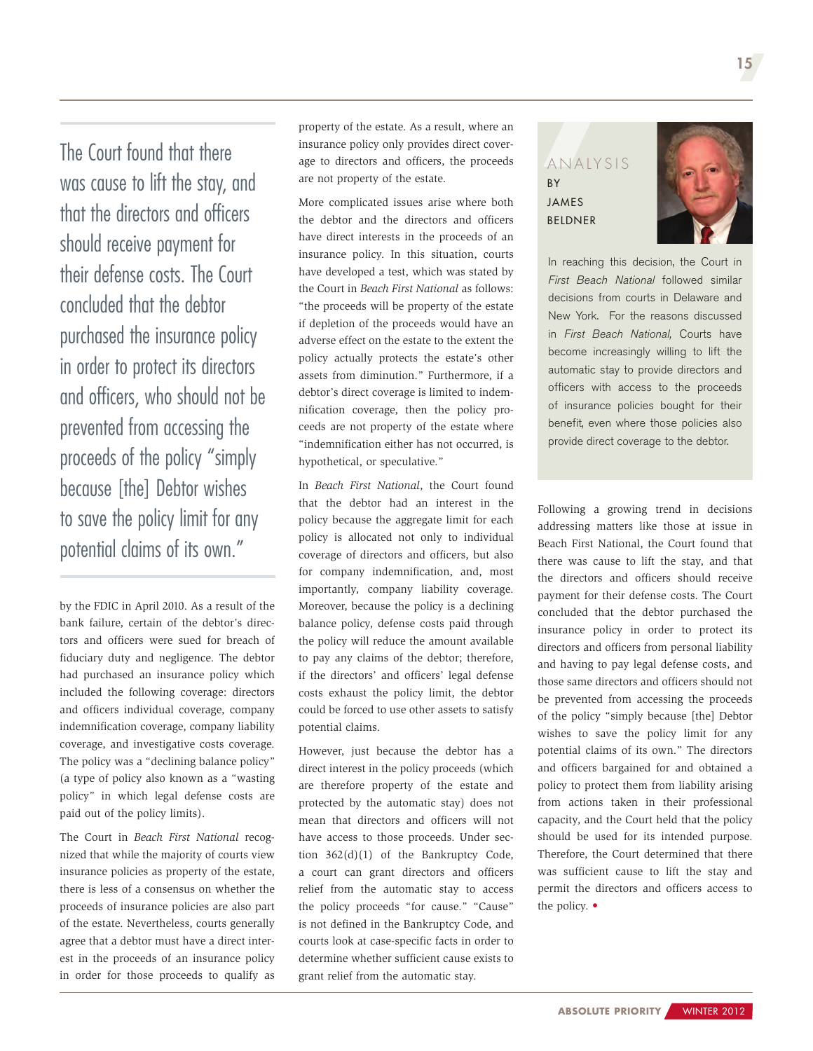> The Court found that there was cause to lift the stay, and that the directors and officers should receive payment for their defense costs. The Court concluded that the debtor purchased the insurance policy in order to protect its directors and officers, who should not be prevented from accessing the proceeds of the policy "simply because [the] Debtor wishes to save the policy limit for any potential claims of its own."

by the FDIC in April 2010. As a result of the bank failure, certain of the debtor's directors and officers were sued for breach of fiduciary duty and negligence. The debtor had purchased an insurance policy which included the following coverage: directors and officers individual coverage, company indemnification coverage, company liability coverage, and investigative costs coverage. The policy was a "declining balance policy" (a type of policy also known as a "wasting policy" in which legal defense costs are paid out of the policy limits).

The Court in *Beach First National* recognized that while the majority of courts view insurance policies as property of the estate, there is less of a consensus on whether the proceeds of insurance policies are also part of the estate. Nevertheless, courts generally agree that a debtor must have a direct interest in the proceeds of an insurance policy in order for those proceeds to qualify as property of the estate. As a result, where an insurance policy only provides direct coverage to directors and officers, the proceeds are not property of the estate.

More complicated issues arise where both the debtor and the directors and officers have direct interests in the proceeds of an insurance policy. In this situation, courts have developed a test, which was stated by the Court in *Beach First National* as follows: "the proceeds will be property of the estate if depletion of the proceeds would have an adverse effect on the estate to the extent the policy actually protects the estate's other assets from diminution." Furthermore, if a debtor's direct coverage is limited to indemnification coverage, then the policy proceeds are not property of the estate where "indemnification either has not occurred, is hypothetical, or speculative."

In *Beach First National*, the Court found that the debtor had an interest in the policy because the aggregate limit for each policy is allocated not only to individual coverage of directors and officers, but also for company indemnification, and, most importantly, company liability coverage. Moreover, because the policy is a declining balance policy, defense costs paid through the policy will reduce the amount available to pay any claims of the debtor; therefore, if the directors' and officers' legal defense costs exhaust the policy limit, the debtor could be forced to use other assets to satisfy potential claims.

However, just because the debtor has a direct interest in the policy proceeds (which are therefore property of the estate and protected by the automatic stay) does not mean that directors and officers will not have access to those proceeds. Under section 362(d)(1) of the Bankruptcy Code, a court can grant directors and officers relief from the automatic stay to access the policy proceeds "for cause." "Cause" is not defined in the Bankruptcy Code, and courts look at case-specific facts in order to determine whether sufficient cause exists to grant relief from the automatic stay.

## ANALYSIS

BY JAMES BELDNER

In reaching this decision, the Court in *First Beach National* followed similar decisions from courts in Delaware and New York. For the reasons discussed in *First Beach National*, Courts have become increasingly willing to lift the automatic stay to provide directors and officers with access to the proceeds of insurance policies bought for their benefit, even where those policies also provide direct coverage to the debtor.

Following a growing trend in decisions addressing matters like those at issue in Beach First National, the Court found that there was cause to lift the stay, and that the directors and officers should receive payment for their defense costs. The Court concluded that the debtor purchased the insurance policy in order to protect its directors and officers from personal liability and having to pay legal defense costs, and those same directors and officers should not be prevented from accessing the proceeds of the policy "simply because [the] Debtor wishes to save the policy limit for any potential claims of its own." The directors and officers bargained for and obtained a policy to protect them from liability arising from actions taken in their professional capacity, and the Court held that the policy should be used for its intended purpose. Therefore, the Court determined that there was sufficient cause to lift the stay and permit the directors and officers access to the policy. •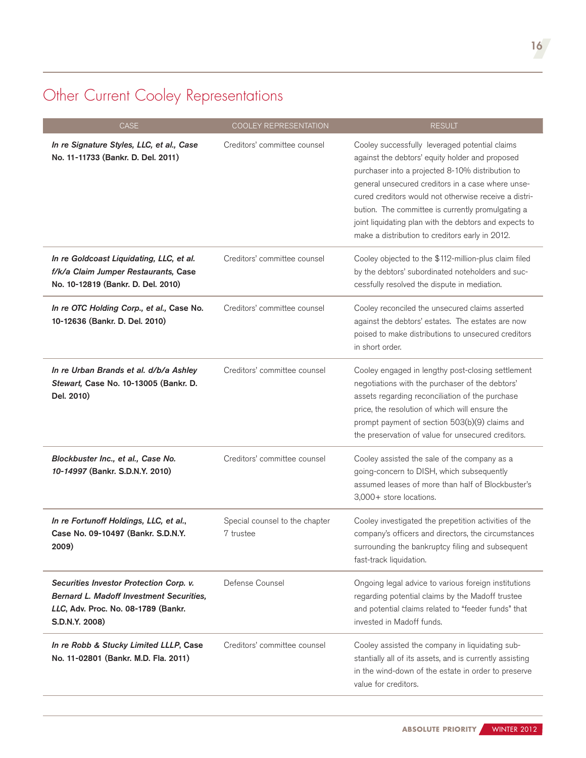## Other Current Cooley Representations

| CASE | COOLEY REPRESENTATION | RESULT |
|---|---|---|
| ***In re Signature Styles, LLC, et al., Case*** **No. 11-11733 (Bankr. D. Del. 2011)** | Creditors' committee counsel | Cooley successfully leveraged potential claims against the debtors' equity holder and proposed purchaser into a projected 8-10% distribution to general unsecured creditors in a case where unsecured creditors would not otherwise receive a distribution. The committee is currently promulgating a joint liquidating plan with the debtors and expects to make a distribution to creditors early in 2012. |
| ***In re Goldcoast Liquidating, LLC, et al. f/k/a Claim Jumper Restaurants,*** **Case No. 10-12819 (Bankr. D. Del. 2010)** | Creditors' committee counsel | Cooley objected to the $112-million-plus claim filed by the debtors' subordinated noteholders and successfully resolved the dispute in mediation. |
| ***In re OTC Holding Corp., et al.,*** **Case No. 10-12636 (Bankr. D. Del. 2010)** | Creditors' committee counsel | Cooley reconciled the unsecured claims asserted against the debtors' estates. The estates are now poised to make distributions to unsecured creditors in short order. |
| ***In re Urban Brands et al. d/b/a Ashley Stewart,*** **Case No. 10-13005 (Bankr. D. Del. 2010)** | Creditors' committee counsel | Cooley engaged in lengthy post-closing settlement negotiations with the purchaser of the debtors' assets regarding reconciliation of the purchase price, the resolution of which will ensure the prompt payment of section 503(b)(9) claims and the preservation of value for unsecured creditors. |
| ***Blockbuster Inc., et al., Case No. 10-14997*** **(Bankr. S.D.N.Y. 2010)** | Creditors' committee counsel | Cooley assisted the sale of the company as a going-concern to DISH, which subsequently assumed leases of more than half of Blockbuster's 3,000+ store locations. |
| ***In re Fortunoff Holdings, LLC, et al.,*** **Case No. 09-10497 (Bankr. S.D.N.Y. 2009)** | Special counsel to the chapter 7 trustee | Cooley investigated the prepetition activities of the company's officers and directors, the circumstances surrounding the bankruptcy filing and subsequent fast-track liquidation. |
| ***Securities Investor Protection Corp. v. Bernard L. Madoff Investment Securities, LLC,*** **Adv. Proc. No. 08-1789 (Bankr. S.D.N.Y. 2008)** | Defense Counsel | Ongoing legal advice to various foreign institutions regarding potential claims by the Madoff trustee and potential claims related to "feeder funds" that invested in Madoff funds. |
| ***In re Robb & Stucky Limited LLLP,*** **Case No. 11-02801 (Bankr. M.D. Fla. 2011)** | Creditors' committee counsel | Cooley assisted the company in liquidating substantially all of its assets, and is currently assisting in the wind-down of the estate in order to preserve value for creditors. |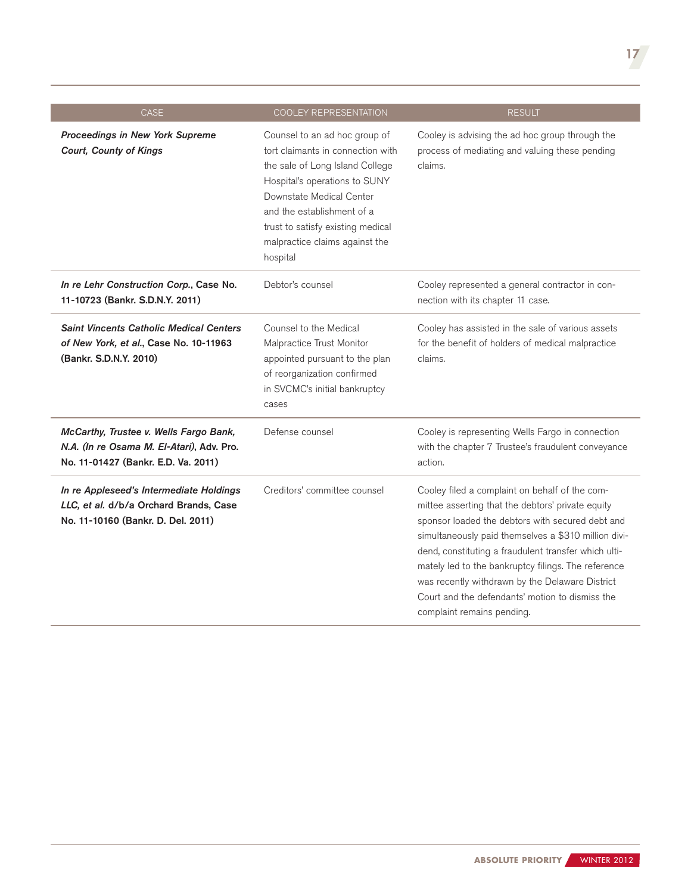| CASE | COOLEY REPRESENTATION | RESULT |
|---|---|---|
| ***Proceedings in New York Supreme Court, County of Kings*** | Counsel to an ad hoc group of tort claimants in connection with the sale of Long Island College Hospital's operations to SUNY Downstate Medical Center and the establishment of a trust to satisfy existing medical malpractice claims against the hospital | Cooley is advising the ad hoc group through the process of mediating and valuing these pending claims. |
| ***In re Lehr Construction Corp.*, Case No. 11-10723 (Bankr. S.D.N.Y. 2011)** | Debtor's counsel | Cooley represented a general contractor in connection with its chapter 11 case. |
| ***Saint Vincents Catholic Medical Centers of New York, et al.*, Case No. 10-11963 (Bankr. S.D.N.Y. 2010)** | Counsel to the Medical Malpractice Trust Monitor appointed pursuant to the plan of reorganization confirmed in SVCMC's initial bankruptcy cases | Cooley has assisted in the sale of various assets for the benefit of holders of medical malpractice claims. |
| ***McCarthy, Trustee v. Wells Fargo Bank, N.A. (In re Osama M. El-Atari)*, Adv. Pro. No. 11-01427 (Bankr. E.D. Va. 2011)** | Defense counsel | Cooley is representing Wells Fargo in connection with the chapter 7 Trustee's fraudulent conveyance action. |
| ***In re Appleseed's Intermediate Holdings LLC, et al.* d/b/a Orchard Brands, Case No. 11-10160 (Bankr. D. Del. 2011)** | Creditors' committee counsel | Cooley filed a complaint on behalf of the committee asserting that the debtors' private equity sponsor loaded the debtors with secured debt and simultaneously paid themselves a $310 million dividend, constituting a fraudulent transfer which ultimately led to the bankruptcy filings. The reference was recently withdrawn by the Delaware District Court and the defendants' motion to dismiss the complaint remains pending. |